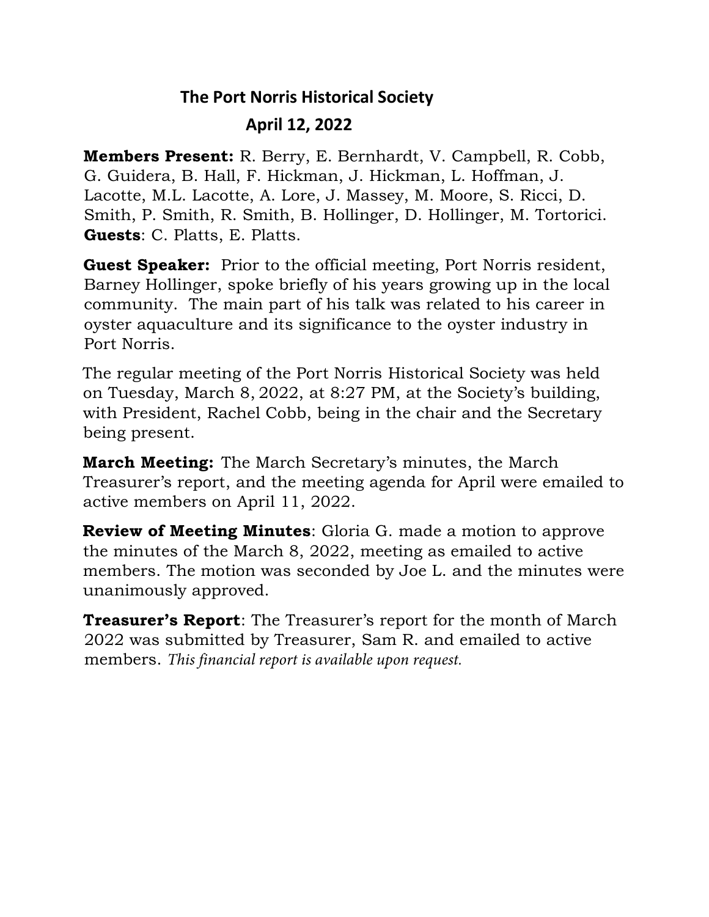# The Port Norris Historical Society

## April 12, 2022

**Members Present:** R. Berry, E. Bernhardt, V. Campbell, R. Cobb, G. Guidera, B. Hall, F. Hickman, J. Hickman, L. Hoffman, J. Lacotte, M.L. Lacotte, A. Lore, J. Massey, M. Moore, S. Ricci, D. Smith, P. Smith, R. Smith, B. Hollinger, D. Hollinger, M. Tortorici. **Guests**: C. Platts, E. Platts.

**Guest Speaker:** Prior to the official meeting, Port Norris resident, Barney Hollinger, spoke briefly of his years growing up in the local community. The main part of his talk was related to his career in oyster aquaculture and its significance to the oyster industry in Port Norris.

The regular meeting of the Port Norris Historical Society was held on Tuesday, March 8, 2022, at 8:27 PM, at the Society's building, with President, Rachel Cobb, being in the chair and the Secretary being present.

**March Meeting:** The March Secretary's minutes, the March Treasurer's report, and the meeting agenda for April were emailed to active members on April 11, 2022.

**Review of Meeting Minutes**: Gloria G. made a motion to approve the minutes of the March 8, 2022, meeting as emailed to active members. The motion was seconded by Joe L. and the minutes were unanimously approved.

**Treasurer's Report**: The Treasurer's report for the month of March 2022 was submitted by Treasurer, Sam R. and emailed to active members. *This financial report is available upon request.*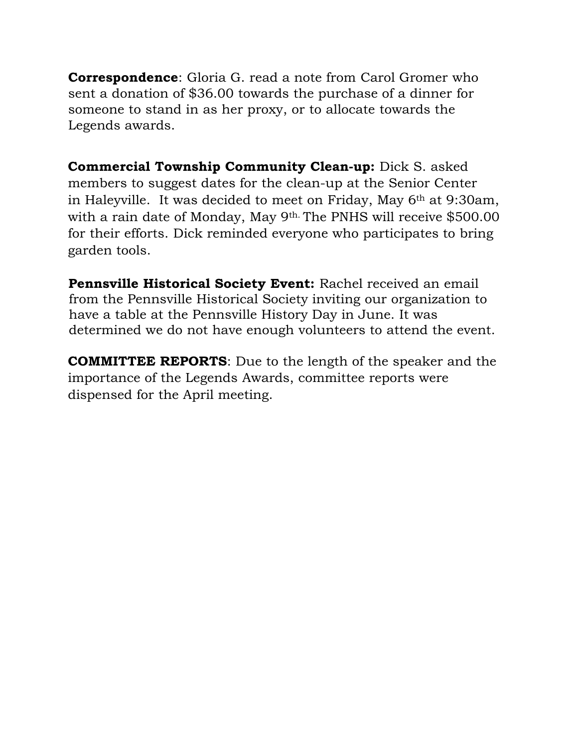**Correspondence**: Gloria G. read a note from Carol Gromer who sent a donation of $36.00 towards the purchase of a dinner for someone to stand in as her proxy, or to allocate towards the Legends awards.

**Commercial Township Community Clean-up:** Dick S. asked members to suggest dates for the clean-up at the Senior Center in Haleyville. It was decided to meet on Friday, May 6th at 9:30am, with a rain date of Monday, May 9th. The PNHS will receive $500.00 for their efforts. Dick reminded everyone who participates to bring garden tools.

**Pennsville Historical Society Event:** Rachel received an email from the Pennsville Historical Society inviting our organization to have a table at the Pennsville History Day in June. It was determined we do not have enough volunteers to attend the event.

**COMMITTEE REPORTS**: Due to the length of the speaker and the importance of the Legends Awards, committee reports were dispensed for the April meeting.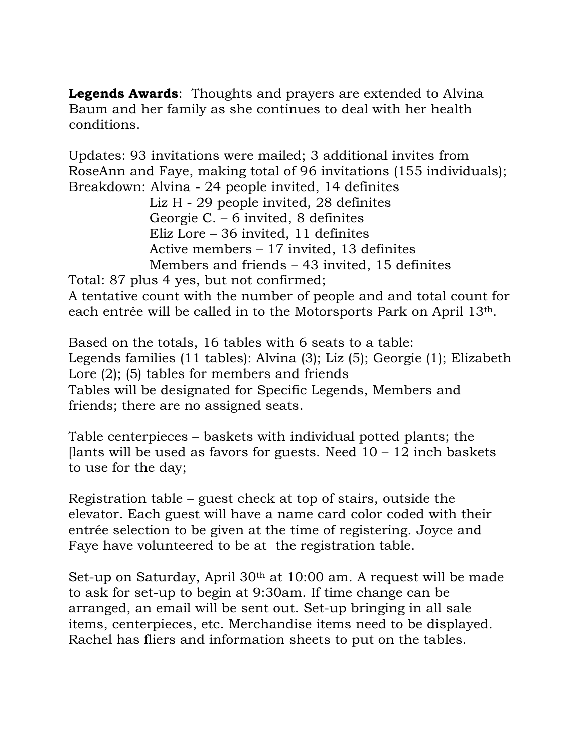**Legends Awards**: Thoughts and prayers are extended to Alvina Baum and her family as she continues to deal with her health conditions.

Updates: 93 invitations were mailed; 3 additional invites from RoseAnn and Faye, making total of 96 invitations (155 individuals);
Breakdown: Alvina - 24 people invited, 14 definites
Liz H - 29 people invited, 28 definites
Georgie C. – 6 invited, 8 definites
Eliz Lore – 36 invited, 11 definites
Active members – 17 invited, 13 definites
Members and friends – 43 invited, 15 definites
Total: 87 plus 4 yes, but not confirmed;
A tentative count with the number of people and and total count for each entrée will be called in to the Motorsports Park on April 13th.

Based on the totals, 16 tables with 6 seats to a table:
Legends families (11 tables): Alvina (3); Liz (5); Georgie (1); Elizabeth Lore (2); (5) tables for members and friends
Tables will be designated for Specific Legends, Members and friends; there are no assigned seats.

Table centerpieces – baskets with individual potted plants; the [lants will be used as favors for guests. Need 10 – 12 inch baskets to use for the day;

Registration table – guest check at top of stairs, outside the elevator. Each guest will have a name card color coded with their entrée selection to be given at the time of registering. Joyce and Faye have volunteered to be at the registration table.

Set-up on Saturday, April 30th at 10:00 am. A request will be made to ask for set-up to begin at 9:30am. If time change can be arranged, an email will be sent out. Set-up bringing in all sale items, centerpieces, etc. Merchandise items need to be displayed. Rachel has fliers and information sheets to put on the tables.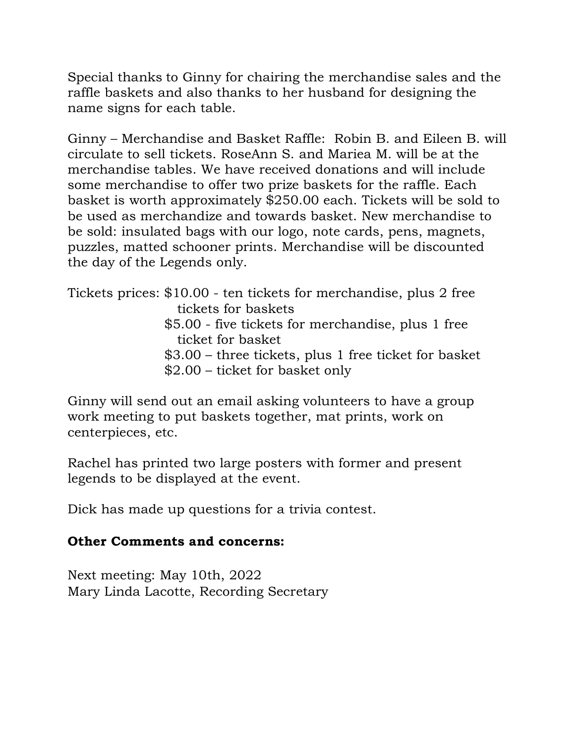Special thanks to Ginny for chairing the merchandise sales and the raffle baskets and also thanks to her husband for designing the name signs for each table.

Ginny – Merchandise and Basket Raffle: Robin B. and Eileen B. will circulate to sell tickets. RoseAnn S. and Mariea M. will be at the merchandise tables. We have received donations and will include some merchandise to offer two prize baskets for the raffle. Each basket is worth approximately $250.00 each. Tickets will be sold to be used as merchandize and towards basket. New merchandise to be sold: insulated bags with our logo, note cards, pens, magnets, puzzles, matted schooner prints. Merchandise will be discounted the day of the Legends only.

Tickets prices: $10.00 - ten tickets for merchandise, plus 2 free tickets for baskets
- $5.00 - five tickets for merchandise, plus 1 free ticket for basket
- $3.00 – three tickets, plus 1 free ticket for basket
- $2.00 – ticket for basket only

Ginny will send out an email asking volunteers to have a group work meeting to put baskets together, mat prints, work on centerpieces, etc.

Rachel has printed two large posters with former and present legends to be displayed at the event.

Dick has made up questions for a trivia contest.

**Other Comments and concerns:**

Next meeting: May 10th, 2022
Mary Linda Lacotte, Recording Secretary